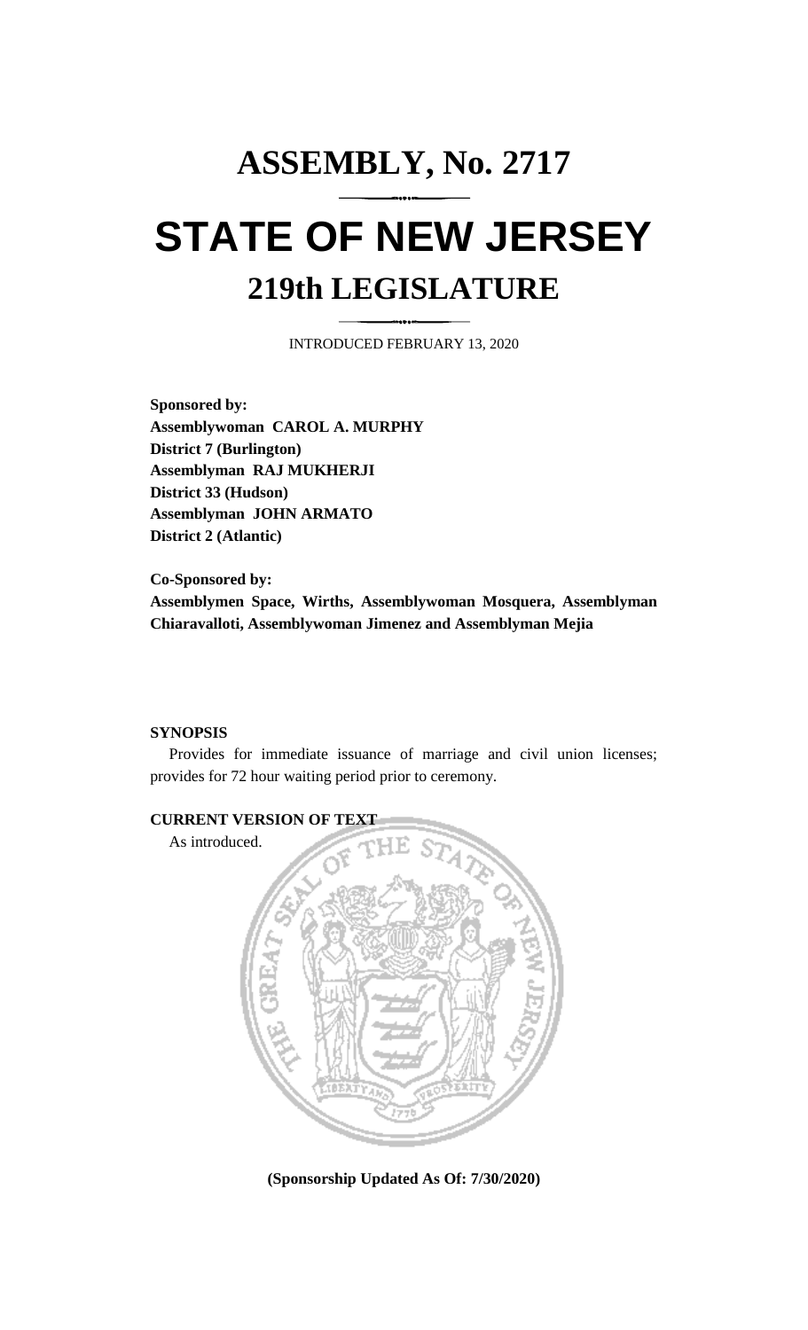# ASSEMBLY, No. 2717

# STATE OF NEW JERSEY

## 219th LEGISLATURE

INTRODUCED FEBRUARY 13, 2020

**Sponsored by:**
**Assemblywoman CAROL A. MURPHY**
**District 7 (Burlington)**
**Assemblyman RAJ MUKHERJI**
**District 33 (Hudson)**
**Assemblyman JOHN ARMATO**
**District 2 (Atlantic)**

**Co-Sponsored by:**
**Assemblymen Space, Wirths, Assemblywoman Mosquera, Assemblyman Chiaravalloti, Assemblywoman Jimenez and Assemblyman Mejia**

**SYNOPSIS**

Provides for immediate issuance of marriage and civil union licenses; provides for 72 hour waiting period prior to ceremony.

**CURRENT VERSION OF TEXT**

As introduced.

**(Sponsorship Updated As Of: 7/30/2020)**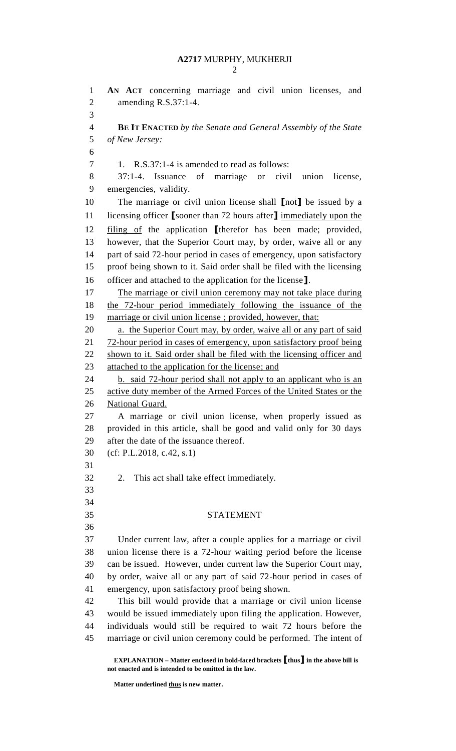**AN ACT** concerning marriage and civil union licenses, and amending R.S.37:1-4.

**BE IT ENACTED** *by the Senate and General Assembly of the State of New Jersey:*

1. R.S.37:1-4 is amended to read as follows:

37:1-4. Issuance of marriage or civil union license, emergencies, validity.

The marriage or civil union license shall **[**not**]** be issued by a licensing officer **[**sooner than 72 hours after**]** <u>immediately upon the filing of</u> the application **[**therefor has been made; provided, however, that the Superior Court may, by order, waive all or any part of said 72-hour period in cases of emergency, upon satisfactory proof being shown to it. Said order shall be filed with the licensing officer and attached to the application for the license**]**.

<u>The marriage or civil union ceremony may not take place during the 72-hour period immediately following the issuance of the marriage or civil union license ; provided, however, that:</u>

<u>a. the Superior Court may, by order, waive all or any part of said 72-hour period in cases of emergency, upon satisfactory proof being shown to it. Said order shall be filed with the licensing officer and attached to the application for the license; and</u>

<u>b. said 72-hour period shall not apply to an applicant who is an active duty member of the Armed Forces of the United States or the National Guard.</u>

A marriage or civil union license, when properly issued as provided in this article, shall be good and valid only for 30 days after the date of the issuance thereof.

(cf: P.L.2018, c.42, s.1)

2. This act shall take effect immediately.

## STATEMENT

Under current law, after a couple applies for a marriage or civil union license there is a 72-hour waiting period before the license can be issued. However, under current law the Superior Court may, by order, waive all or any part of said 72-hour period in cases of emergency, upon satisfactory proof being shown.

This bill would provide that a marriage or civil union license would be issued immediately upon filing the application. However, individuals would still be required to wait 72 hours before the marriage or civil union ceremony could be performed. The intent of

**EXPLANATION – Matter enclosed in bold-faced brackets [thus] in the above bill is not enacted and is intended to be omitted in the law.**

**Matter underlined <u>thus</u> is new matter.**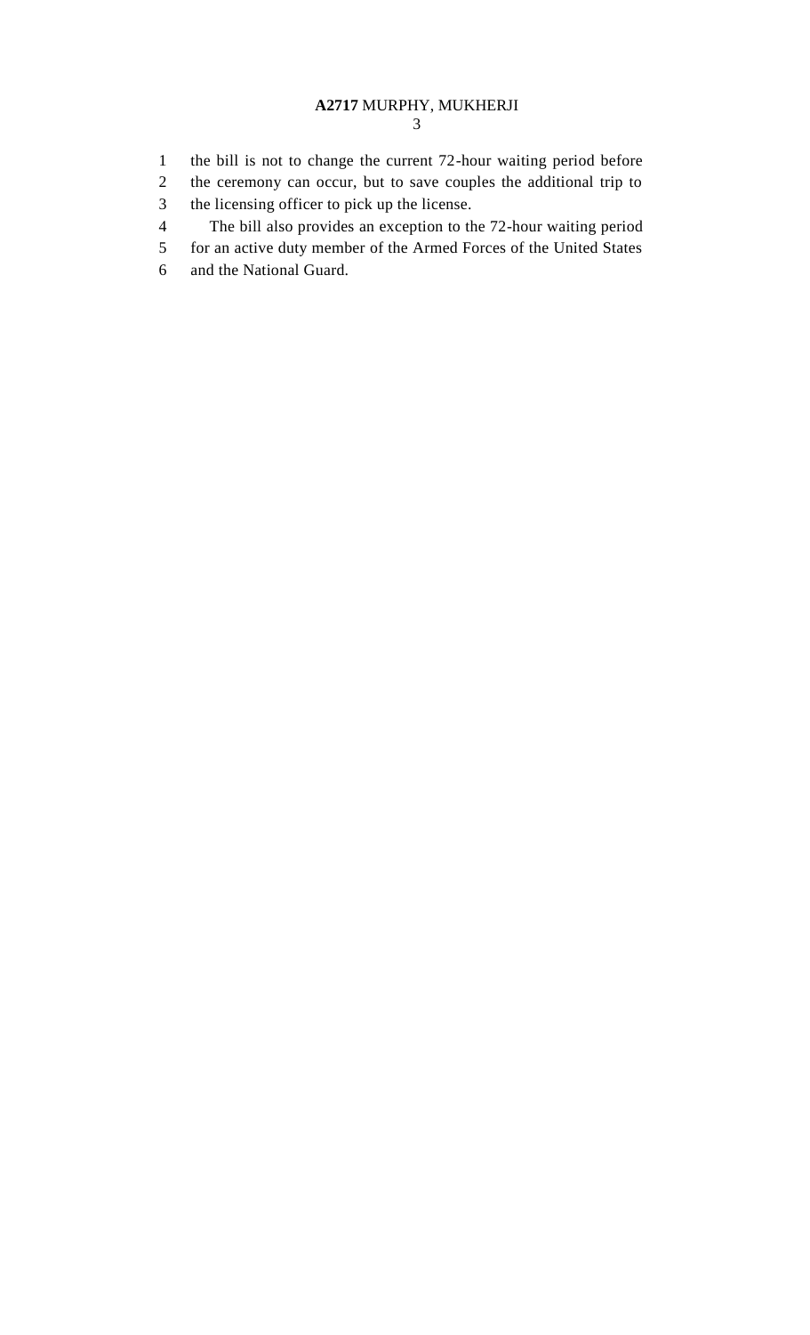the bill is not to change the current 72-hour waiting period before the ceremony can occur, but to save couples the additional trip to the licensing officer to pick up the license.

The bill also provides an exception to the 72-hour waiting period for an active duty member of the Armed Forces of the United States and the National Guard.